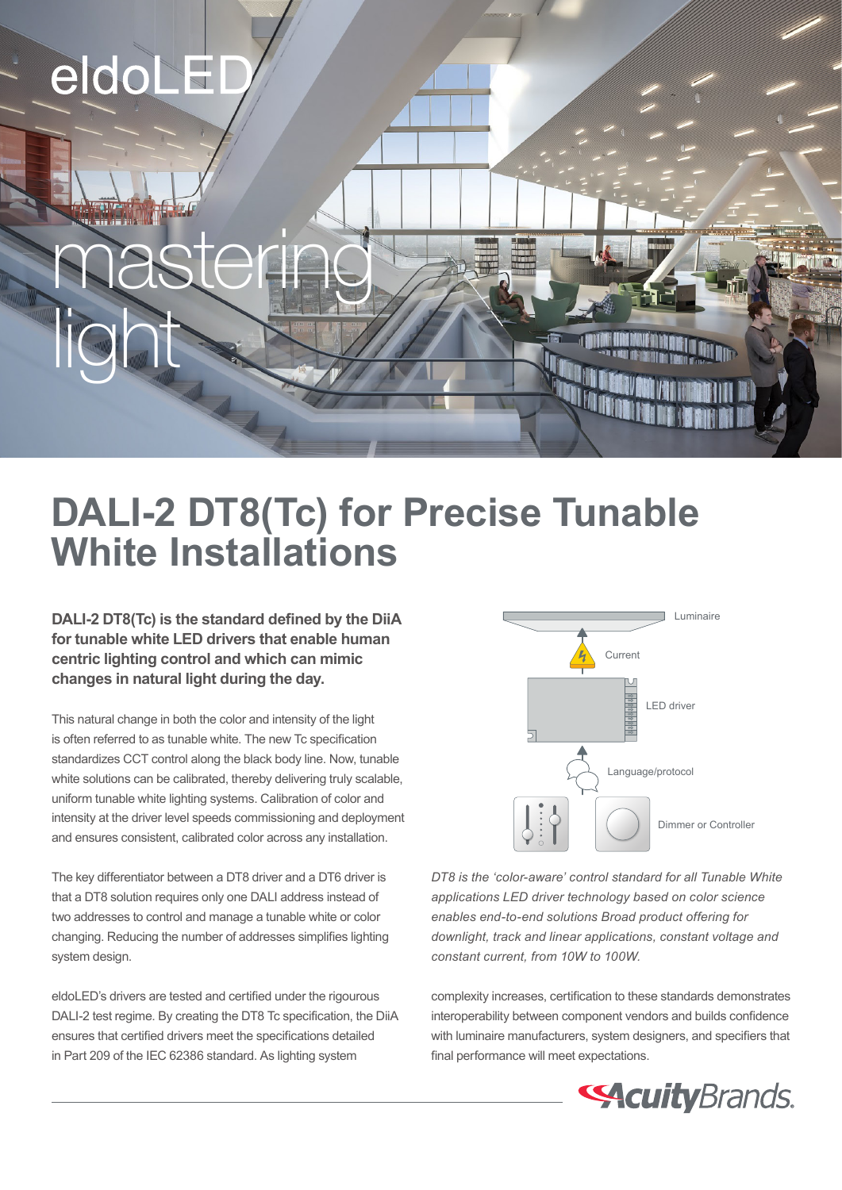eldoLED

mastering light

# DALI-2 DT8(Tc) for Precise Tunable White Installations

**DALI-2 DT8(Tc) is the standard defined by the DiiA for tunable white LED drivers that enable human centric lighting control and which can mimic changes in natural light during the day.**

This natural change in both the color and intensity of the light is often referred to as tunable white. The new Tc specification standardizes CCT control along the black body line. Now, tunable white solutions can be calibrated, thereby delivering truly scalable, uniform tunable white lighting systems. Calibration of color and intensity at the driver level speeds commissioning and deployment and ensures consistent, calibrated color across any installation.

The key differentiator between a DT8 driver and a DT6 driver is that a DT8 solution requires only one DALI address instead of two addresses to control and manage a tunable white or color changing. Reducing the number of addresses simplifies lighting system design.

eldoLED's drivers are tested and certified under the rigourous DALI-2 test regime. By creating the DT8 Tc specification, the DiiA ensures that certified drivers meet the specifications detailed in Part 209 of the IEC 62386 standard. As lighting system complexity increases, certification to these standards demonstrates interoperability between component vendors and builds confidence with luminaire manufacturers, system designers, and specifiers that final performance will meet expectations.

Luminaire

Current

LED driver

Language/protocol

Dimmer or Controller

*DT8 is the 'color-aware' control standard for all Tunable White applications LED driver technology based on color science enables end-to-end solutions Broad product offering for downlight, track and linear applications, constant voltage and constant current, from 10W to 100W.*

AcuityBrands.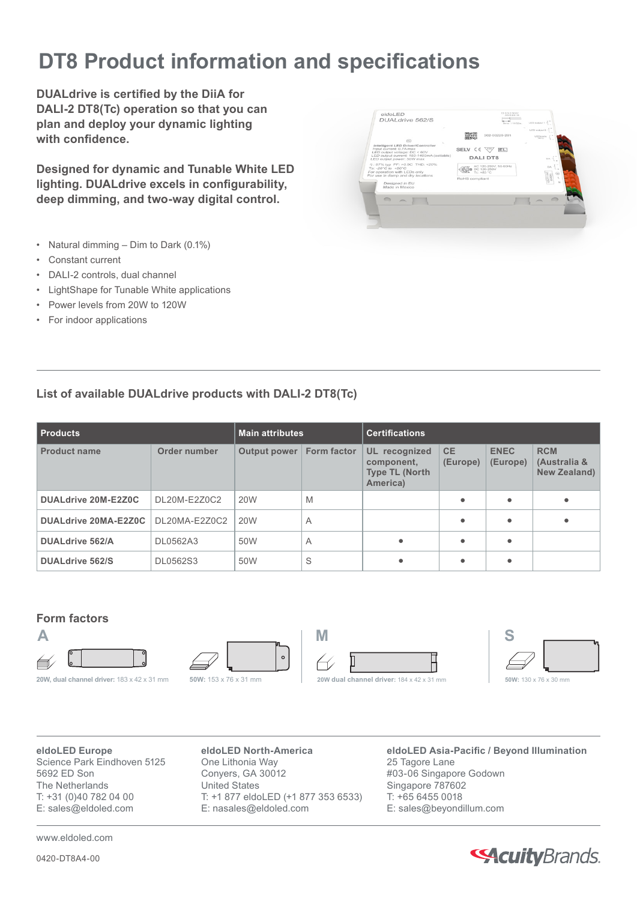# DT8 Product information and specifications

**DUALdrive is certified by the DiiA for DALI-2 DT8(Tc) operation so that you can plan and deploy your dynamic lighting with confidence.**

**Designed for dynamic and Tunable White LED lighting. DUALdrive excels in configurability, deep dimming, and two-way digital control.**

- Natural dimming – Dim to Dark (0.1%)
- Constant current
- DALI-2 controls, dual channel
- LightShape for Tunable White applications
- Power levels from 20W to 120W
- For indoor applications

## List of available DUALdrive products with DALI-2 DT8(Tc)

| Products | | Main attributes | | Certifications | | | |
|---|---|---|---|---|---|---|---|
| **Product name** | **Order number** | **Output power** | **Form factor** | **UL recognized component, Type TL (North America)** | **CE (Europe)** | **ENEC (Europe)** | **RCM (Australia & New Zealand)** |
| **DUALdrive 20M-E2Z0C** | DL20M-E2Z0C2 | 20W | M | | • | • | • |
| **DUALdrive 20MA-E2Z0C** | DL20MA-E2Z0C2 | 20W | A | | • | • | • |
| **DUALdrive 562/A** | DL0562A3 | 50W | A | • | • | • | |
| **DUALdrive 562/S** | DL0562S3 | 50W | S | • | • | • | |

## Form factors

**A**

**20W, dual channel driver:** 183 x 42 x 31 mm

**50W:** 153 x 76 x 31 mm

**M**

**20W dual channel driver:** 184 x 42 x 31 mm

**S**

**50W:** 130 x 76 x 30 mm

**eldoLED Europe**
Science Park Eindhoven 5125
5692 ED Son
The Netherlands
T: +31 (0)40 782 04 00
E: sales@eldoled.com

**eldoLED North-America**
One Lithonia Way
Conyers, GA 30012
United States
T: +1 877 eldoLED (+1 877 353 6533)
E: nasales@eldoled.com

**eldoLED Asia-Pacific / Beyond Illumination**
25 Tagore Lane
#03-06 Singapore Godown
Singapore 787602
T: +65 6455 0018
E: sales@beyondillum.com

www.eldoled.com

0420-DT8A4-00

AcuityBrands